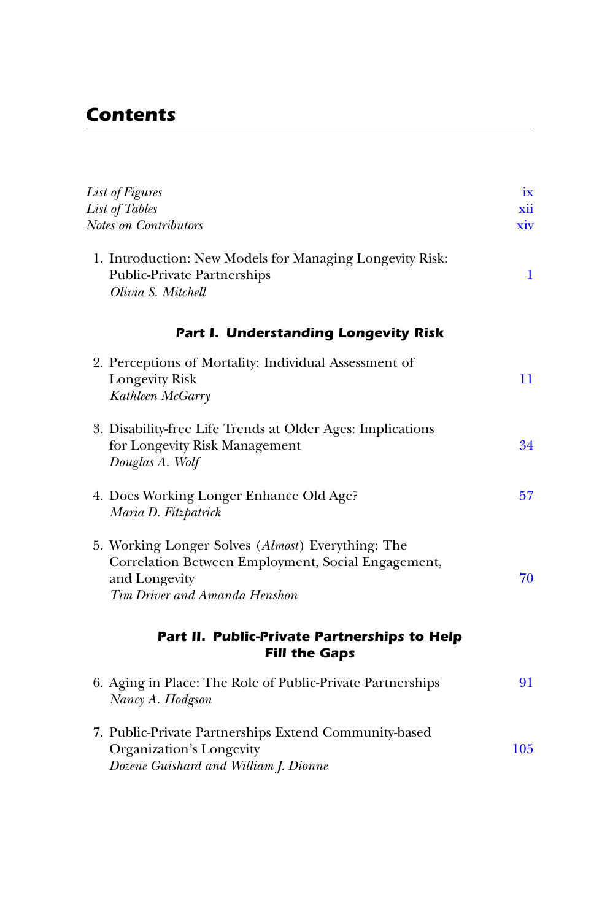# Contents

*List of Figures* ix
*List of Tables* xii
*Notes on Contributors* xiv

1. Introduction: New Models for Managing Longevity Risk: Public-Private Partnerships 1
*Olivia S. Mitchell*

## Part I. Understanding Longevity Risk

2. Perceptions of Mortality: Individual Assessment of Longevity Risk 11
*Kathleen McGarry*

3. Disability-free Life Trends at Older Ages: Implications for Longevity Risk Management 34
*Douglas A. Wolf*

4. Does Working Longer Enhance Old Age? 57
*Maria D. Fitzpatrick*

5. Working Longer Solves (*Almost*) Everything: The Correlation Between Employment, Social Engagement, and Longevity 70
*Tim Driver and Amanda Henshon*

## Part II. Public-Private Partnerships to Help Fill the Gaps

6. Aging in Place: The Role of Public-Private Partnerships 91
*Nancy A. Hodgson*

7. Public-Private Partnerships Extend Community-based Organization's Longevity 105
*Dozene Guishard and William J. Dionne*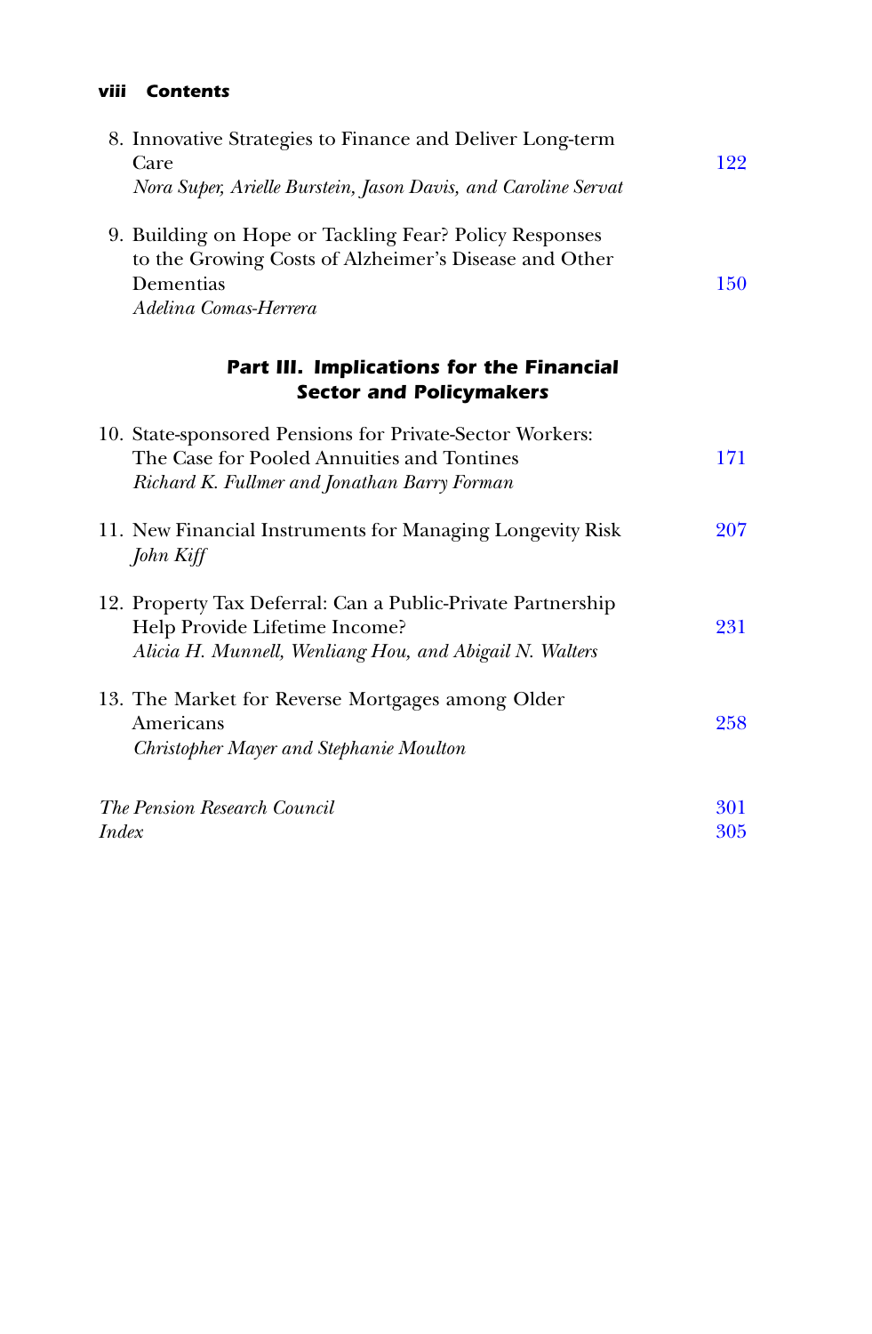8. Innovative Strategies to Finance and Deliver Long-term Care — 122
   *Nora Super, Arielle Burstein, Jason Davis, and Caroline Servat*

9. Building on Hope or Tackling Fear? Policy Responses to the Growing Costs of Alzheimer's Disease and Other Dementias — 150
   *Adelina Comas-Herrera*

## Part III. Implications for the Financial Sector and Policymakers

10. State-sponsored Pensions for Private-Sector Workers: The Case for Pooled Annuities and Tontines — 171
    *Richard K. Fullmer and Jonathan Barry Forman*

11. New Financial Instruments for Managing Longevity Risk — 207
    *John Kiff*

12. Property Tax Deferral: Can a Public-Private Partnership Help Provide Lifetime Income? — 231
    *Alicia H. Munnell, Wenliang Hou, and Abigail N. Walters*

13. The Market for Reverse Mortgages among Older Americans — 258
    *Christopher Mayer and Stephanie Moulton*

*The Pension Research Council* — 301
*Index* — 305